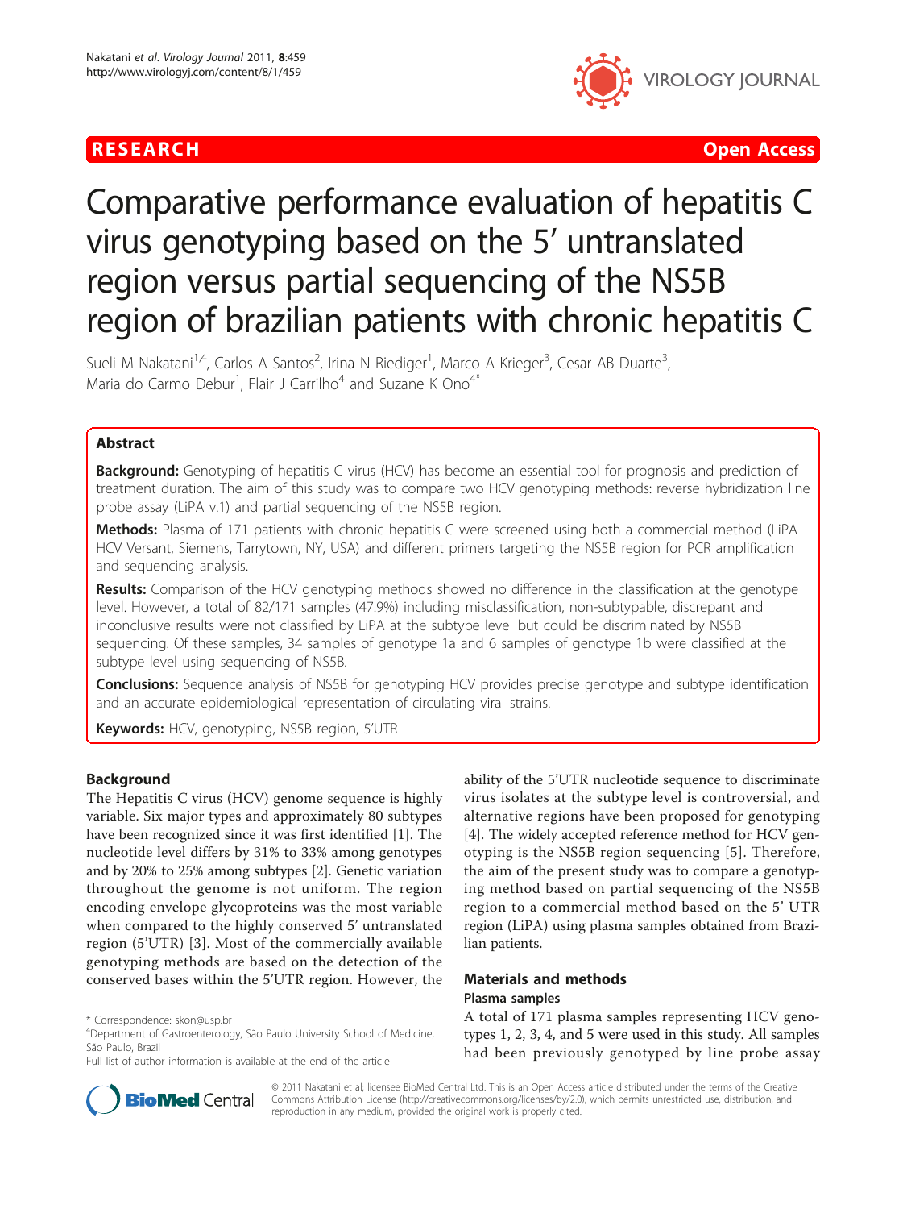RESEARCH Open Access

# Comparative performance evaluation of hepatitis C virus genotyping based on the 5' untranslated region versus partial sequencing of the NS5B region of brazilian patients with chronic hepatitis C

Sueli M Nakatani[1,4], Carlos A Santos[2], Irina N Riediger[1], Marco A Krieger[3], Cesar AB Duarte[3], Maria do Carmo Debur[1], Flair J Carrilho[4] and Suzane K Ono[4*]

## Abstract

**Background:** Genotyping of hepatitis C virus (HCV) has become an essential tool for prognosis and prediction of treatment duration. The aim of this study was to compare two HCV genotyping methods: reverse hybridization line probe assay (LiPA v.1) and partial sequencing of the NS5B region.

**Methods:** Plasma of 171 patients with chronic hepatitis C were screened using both a commercial method (LiPA HCV Versant, Siemens, Tarrytown, NY, USA) and different primers targeting the NS5B region for PCR amplification and sequencing analysis.

**Results:** Comparison of the HCV genotyping methods showed no difference in the classification at the genotype level. However, a total of 82/171 samples (47.9%) including misclassification, non-subtypable, discrepant and inconclusive results were not classified by LiPA at the subtype level but could be discriminated by NS5B sequencing. Of these samples, 34 samples of genotype 1a and 6 samples of genotype 1b were classified at the subtype level using sequencing of NS5B.

**Conclusions:** Sequence analysis of NS5B for genotyping HCV provides precise genotype and subtype identification and an accurate epidemiological representation of circulating viral strains.

**Keywords:** HCV, genotyping, NS5B region, 5'UTR

## Background

The Hepatitis C virus (HCV) genome sequence is highly variable. Six major types and approximately 80 subtypes have been recognized since it was first identified [1]. The nucleotide level differs by 31% to 33% among genotypes and by 20% to 25% among subtypes [2]. Genetic variation throughout the genome is not uniform. The region encoding envelope glycoproteins was the most variable when compared to the highly conserved 5' untranslated region (5'UTR) [3]. Most of the commercially available genotyping methods are based on the detection of the conserved bases within the 5'UTR region. However, the ability of the 5'UTR nucleotide sequence to discriminate virus isolates at the subtype level is controversial, and alternative regions have been proposed for genotyping [4]. The widely accepted reference method for HCV genotyping is the NS5B region sequencing [5]. Therefore, the aim of the present study was to compare a genotyping method based on partial sequencing of the NS5B region to a commercial method based on the 5' UTR region (LiPA) using plasma samples obtained from Brazilian patients.

## Materials and methods

### Plasma samples

A total of 171 plasma samples representing HCV genotypes 1, 2, 3, 4, and 5 were used in this study. All samples had been previously genotyped by line probe assay

\* Correspondence: skon@usp.br
[4]Department of Gastroenterology, São Paulo University School of Medicine, São Paulo, Brazil
Full list of author information is available at the end of the article

© 2011 Nakatani et al; licensee BioMed Central Ltd. This is an Open Access article distributed under the terms of the Creative Commons Attribution License (http://creativecommons.org/licenses/by/2.0), which permits unrestricted use, distribution, and reproduction in any medium, provided the original work is properly cited.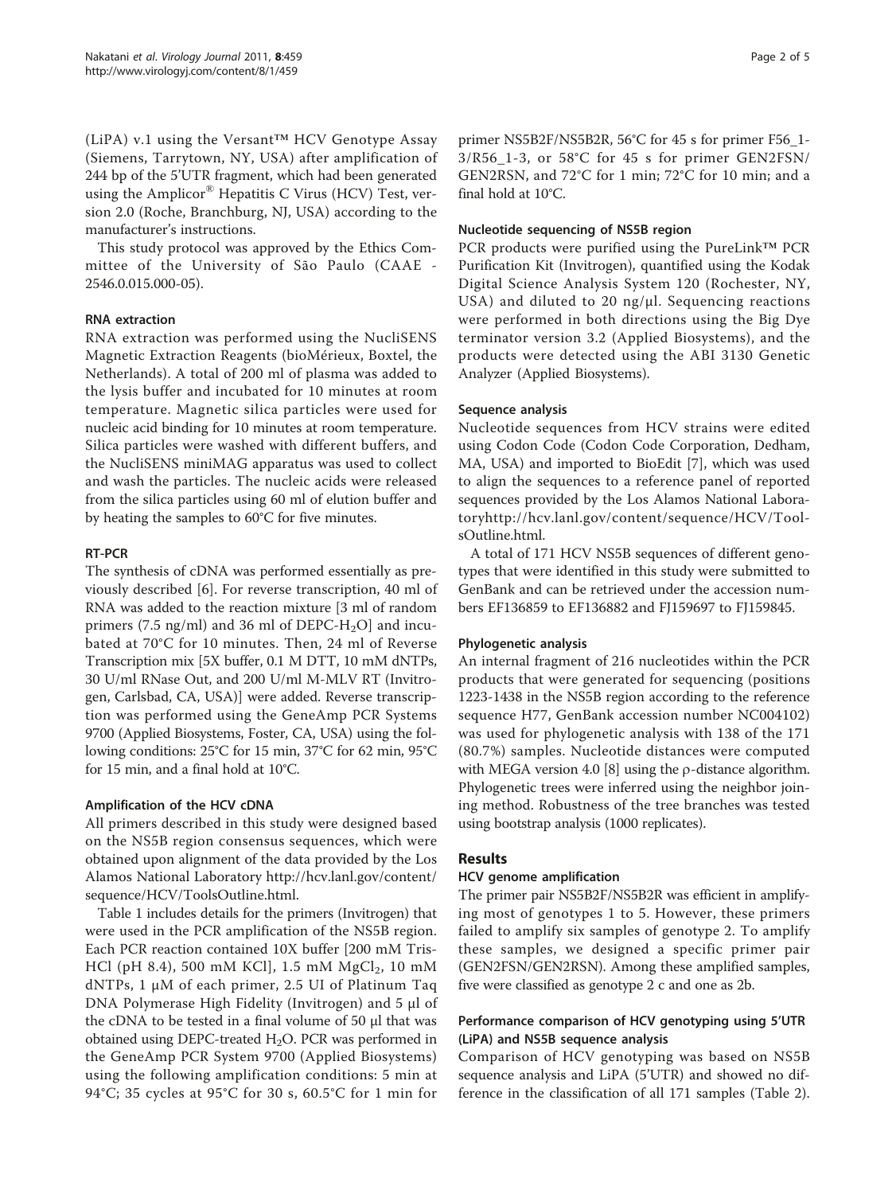(LiPA) v.1 using the Versant™ HCV Genotype Assay (Siemens, Tarrytown, NY, USA) after amplification of 244 bp of the 5'UTR fragment, which had been generated using the Amplicor® Hepatitis C Virus (HCV) Test, version 2.0 (Roche, Branchburg, NJ, USA) according to the manufacturer's instructions.

This study protocol was approved by the Ethics Committee of the University of São Paulo (CAAE - 2546.0.015.000-05).

### RNA extraction

RNA extraction was performed using the NucliSENS Magnetic Extraction Reagents (bioMérieux, Boxtel, the Netherlands). A total of 200 ml of plasma was added to the lysis buffer and incubated for 10 minutes at room temperature. Magnetic silica particles were used for nucleic acid binding for 10 minutes at room temperature. Silica particles were washed with different buffers, and the NucliSENS miniMAG apparatus was used to collect and wash the particles. The nucleic acids were released from the silica particles using 60 ml of elution buffer and by heating the samples to 60°C for five minutes.

### RT-PCR

The synthesis of cDNA was performed essentially as previously described [6]. For reverse transcription, 40 ml of RNA was added to the reaction mixture [3 ml of random primers (7.5 ng/ml) and 36 ml of DEPC-$H_2O$] and incubated at 70°C for 10 minutes. Then, 24 ml of Reverse Transcription mix [5X buffer, 0.1 M DTT, 10 mM dNTPs, 30 U/ml RNase Out, and 200 U/ml M-MLV RT (Invitrogen, Carlsbad, CA, USA)] were added. Reverse transcription was performed using the GeneAmp PCR Systems 9700 (Applied Biosystems, Foster, CA, USA) using the following conditions: 25°C for 15 min, 37°C for 62 min, 95°C for 15 min, and a final hold at 10°C.

### Amplification of the HCV cDNA

All primers described in this study were designed based on the NS5B region consensus sequences, which were obtained upon alignment of the data provided by the Los Alamos National Laboratory http://hcv.lanl.gov/content/sequence/HCV/ToolsOutline.html.

Table 1 includes details for the primers (Invitrogen) that were used in the PCR amplification of the NS5B region. Each PCR reaction contained 10X buffer [200 mM Tris-HCl (pH 8.4), 500 mM KCl], 1.5 mM $MgCl_2$, 10 mM dNTPs, 1 μM of each primer, 2.5 UI of Platinum Taq DNA Polymerase High Fidelity (Invitrogen) and 5 μl of the cDNA to be tested in a final volume of 50 μl that was obtained using DEPC-treated $H_2O$. PCR was performed in the GeneAmp PCR System 9700 (Applied Biosystems) using the following amplification conditions: 5 min at 94°C; 35 cycles at 95°C for 30 s, 60.5°C for 1 min for primer NS5B2F/NS5B2R, 56°C for 45 s for primer F56_1-3/R56_1-3, or 58°C for 45 s for primer GEN2FSN/GEN2RSN, and 72°C for 1 min; 72°C for 10 min; and a final hold at 10°C.

### Nucleotide sequencing of NS5B region

PCR products were purified using the PureLink™ PCR Purification Kit (Invitrogen), quantified using the Kodak Digital Science Analysis System 120 (Rochester, NY, USA) and diluted to 20 ng/μl. Sequencing reactions were performed in both directions using the Big Dye terminator version 3.2 (Applied Biosystems), and the products were detected using the ABI 3130 Genetic Analyzer (Applied Biosystems).

### Sequence analysis

Nucleotide sequences from HCV strains were edited using Codon Code (Codon Code Corporation, Dedham, MA, USA) and imported to BioEdit [7], which was used to align the sequences to a reference panel of reported sequences provided by the Los Alamos National Laboratoryhttp://hcv.lanl.gov/content/sequence/HCV/ToolsOutline.html.

A total of 171 HCV NS5B sequences of different genotypes that were identified in this study were submitted to GenBank and can be retrieved under the accession numbers EF136859 to EF136882 and FJ159697 to FJ159845.

### Phylogenetic analysis

An internal fragment of 216 nucleotides within the PCR products that were generated for sequencing (positions 1223-1438 in the NS5B region according to the reference sequence H77, GenBank accession number NC004102) was used for phylogenetic analysis with 138 of the 171 (80.7%) samples. Nucleotide distances were computed with MEGA version 4.0 [8] using the ρ-distance algorithm. Phylogenetic trees were inferred using the neighbor joining method. Robustness of the tree branches was tested using bootstrap analysis (1000 replicates).

## Results

### HCV genome amplification

The primer pair NS5B2F/NS5B2R was efficient in amplifying most of genotypes 1 to 5. However, these primers failed to amplify six samples of genotype 2. To amplify these samples, we designed a specific primer pair (GEN2FSN/GEN2RSN). Among these amplified samples, five were classified as genotype 2 c and one as 2b.

### Performance comparison of HCV genotyping using 5'UTR (LiPA) and NS5B sequence analysis

Comparison of HCV genotyping was based on NS5B sequence analysis and LiPA (5'UTR) and showed no difference in the classification of all 171 samples (Table 2).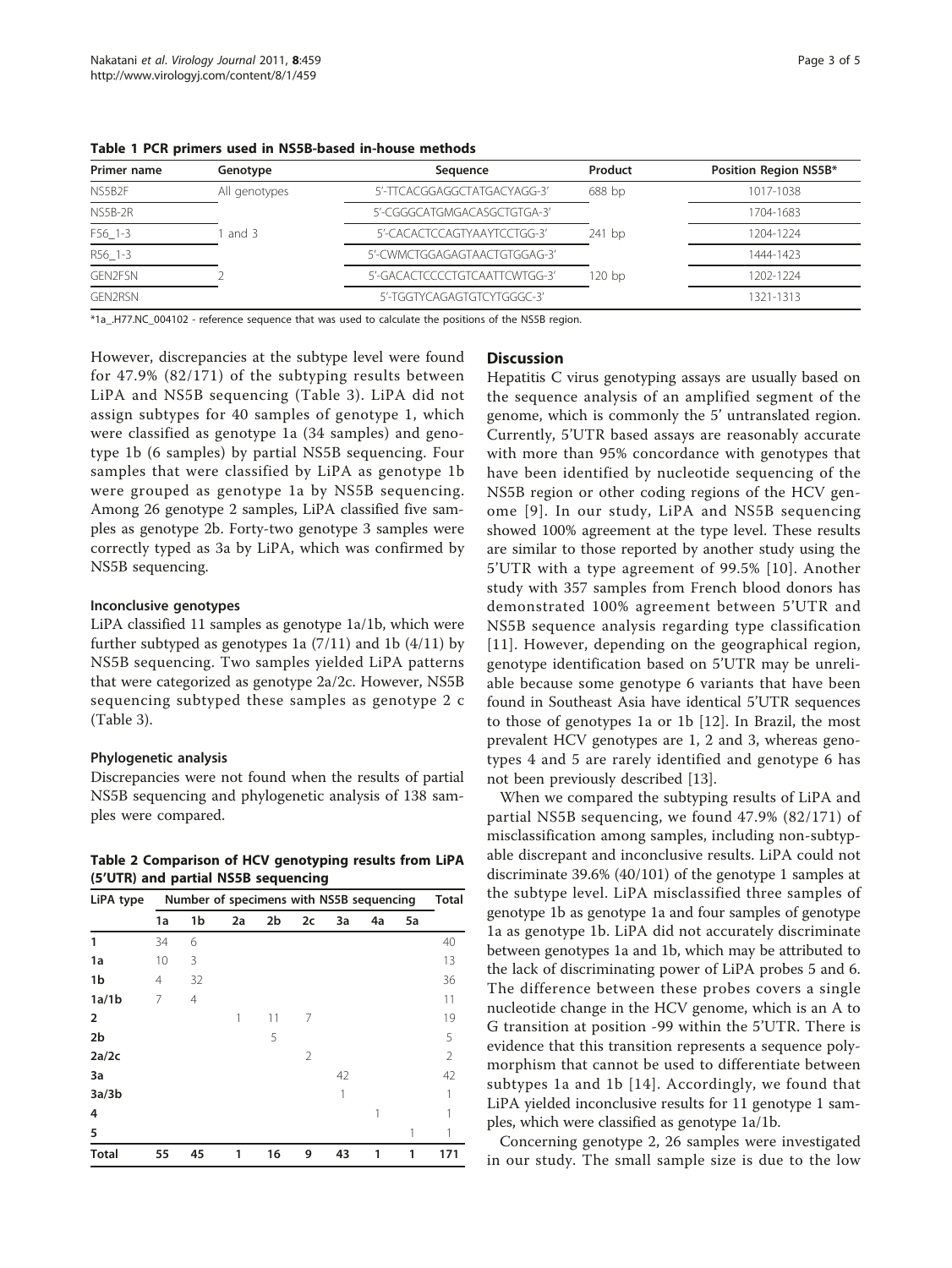**Table 1 PCR primers used in NS5B-based in-house methods**

| Primer name | Genotype | Sequence | Product | Position Region NS5B* |
|---|---|---|---|---|
| NS5B2F | All genotypes | 5'-TTCACGGAGGCTATGACYAGG-3' | 688 bp | 1017-1038 |
| NS5B-2R | | 5'-CGGGCATGMGACASGCTGTGA-3' | | 1704-1683 |
| F56_1-3 | 1 and 3 | 5'-CACACTCCAGTYAAYTCCTGG-3' | 241 bp | 1204-1224 |
| R56_1-3 | | 5'-CWMCTGGAGAGTAACTGTGGAG-3' | | 1444-1423 |
| GEN2FSN | 2 | 5'-GACACTCCCCTGTCAATTCWTGG-3' | 120 bp | 1202-1224 |
| GEN2RSN | | 5'-TGGTYCAGAGTGTCYTGGGC-3' | | 1321-1313 |

*1a_.H77.NC_004102 - reference sequence that was used to calculate the positions of the NS5B region.

However, discrepancies at the subtype level were found for 47.9% (82/171) of the subtyping results between LiPA and NS5B sequencing (Table 3). LiPA did not assign subtypes for 40 samples of genotype 1, which were classified as genotype 1a (34 samples) and genotype 1b (6 samples) by partial NS5B sequencing. Four samples that were classified by LiPA as genotype 1b were grouped as genotype 1a by NS5B sequencing. Among 26 genotype 2 samples, LiPA classified five samples as genotype 2b. Forty-two genotype 3 samples were correctly typed as 3a by LiPA, which was confirmed by NS5B sequencing.

### Inconclusive genotypes

LiPA classified 11 samples as genotype 1a/1b, which were further subtyped as genotypes 1a (7/11) and 1b (4/11) by NS5B sequencing. Two samples yielded LiPA patterns that were categorized as genotype 2a/2c. However, NS5B sequencing subtyped these samples as genotype 2 c (Table 3).

### Phylogenetic analysis

Discrepancies were not found when the results of partial NS5B sequencing and phylogenetic analysis of 138 samples were compared.

**Table 2 Comparison of HCV genotyping results from LiPA (5'UTR) and partial NS5B sequencing**

| LiPA type | Number of specimens with NS5B sequencing | | | | | | | | Total |
|---|---|---|---|---|---|---|---|---|---|
| | 1a | 1b | 2a | 2b | 2c | 3a | 4a | 5a | |
| **1** | 34 | 6 | | | | | | | 40 |
| **1a** | 10 | 3 | | | | | | | 13 |
| **1b** | 4 | 32 | | | | | | | 36 |
| **1a/1b** | 7 | 4 | | | | | | | 11 |
| **2** | | | 1 | 11 | 7 | | | | 19 |
| **2b** | | | | 5 | | | | | 5 |
| **2a/2c** | | | | | 2 | | | | 2 |
| **3a** | | | | | | 42 | | | 42 |
| **3a/3b** | | | | | | 1 | | | 1 |
| **4** | | | | | | | 1 | | 1 |
| **5** | | | | | | | | 1 | 1 |
| **Total** | **55** | **45** | **1** | **16** | **9** | **43** | **1** | **1** | **171** |

## Discussion

Hepatitis C virus genotyping assays are usually based on the sequence analysis of an amplified segment of the genome, which is commonly the 5' untranslated region. Currently, 5'UTR based assays are reasonably accurate with more than 95% concordance with genotypes that have been identified by nucleotide sequencing of the NS5B region or other coding regions of the HCV genome [9]. In our study, LiPA and NS5B sequencing showed 100% agreement at the type level. These results are similar to those reported by another study using the 5'UTR with a type agreement of 99.5% [10]. Another study with 357 samples from French blood donors has demonstrated 100% agreement between 5'UTR and NS5B sequence analysis regarding type classification [11]. However, depending on the geographical region, genotype identification based on 5'UTR may be unreliable because some genotype 6 variants that have been found in Southeast Asia have identical 5'UTR sequences to those of genotypes 1a or 1b [12]. In Brazil, the most prevalent HCV genotypes are 1, 2 and 3, whereas genotypes 4 and 5 are rarely identified and genotype 6 has not been previously described [13].

When we compared the subtyping results of LiPA and partial NS5B sequencing, we found 47.9% (82/171) of misclassification among samples, including non-subtypable discrepant and inconclusive results. LiPA could not discriminate 39.6% (40/101) of the genotype 1 samples at the subtype level. LiPA misclassified three samples of genotype 1b as genotype 1a and four samples of genotype 1a as genotype 1b. LiPA did not accurately discriminate between genotypes 1a and 1b, which may be attributed to the lack of discriminating power of LiPA probes 5 and 6. The difference between these probes covers a single nucleotide change in the HCV genome, which is an A to G transition at position -99 within the 5'UTR. There is evidence that this transition represents a sequence polymorphism that cannot be used to differentiate between subtypes 1a and 1b [14]. Accordingly, we found that LiPA yielded inconclusive results for 11 genotype 1 samples, which were classified as genotype 1a/1b.

Concerning genotype 2, 26 samples were investigated in our study. The small sample size is due to the low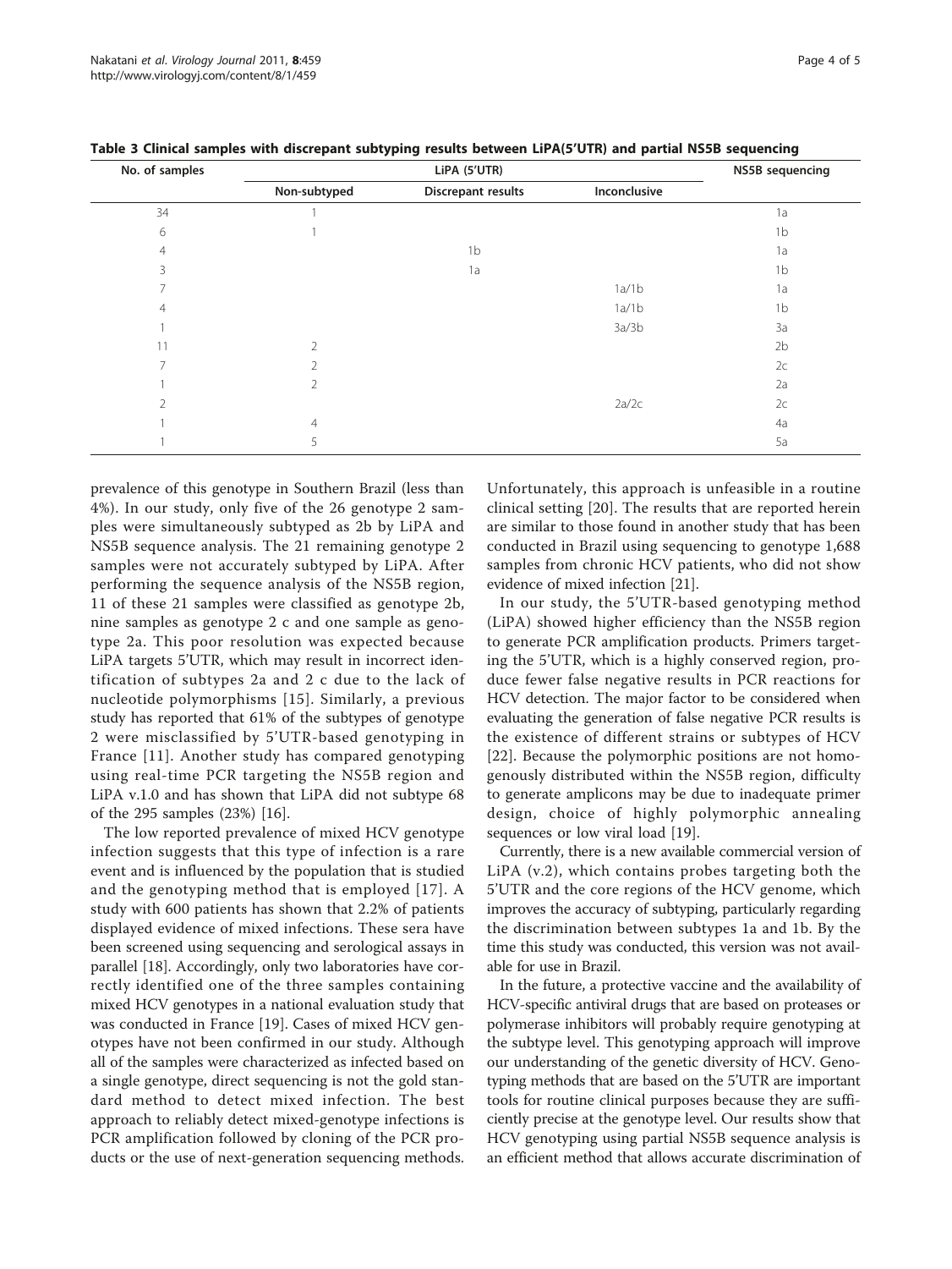**Table 3 Clinical samples with discrepant subtyping results between LiPA(5'UTR) and partial NS5B sequencing**

| No. of samples | LiPA (5'UTR) | | | NS5B sequencing |
|---|---|---|---|---|
| | Non-subtyped | Discrepant results | Inconclusive | |
| 34 | 1 | | | 1a |
| 6 | 1 | | | 1b |
| 4 | | 1b | | 1a |
| 3 | | 1a | | 1b |
| 7 | | | 1a/1b | 1a |
| 4 | | | 1a/1b | 1b |
| 1 | | | 3a/3b | 3a |
| 11 | 2 | | | 2b |
| 7 | 2 | | | 2c |
| 1 | 2 | | | 2a |
| 2 | | | 2a/2c | 2c |
| 1 | 4 | | | 4a |
| 1 | 5 | | | 5a |

prevalence of this genotype in Southern Brazil (less than 4%). In our study, only five of the 26 genotype 2 samples were simultaneously subtyped as 2b by LiPA and NS5B sequence analysis. The 21 remaining genotype 2 samples were not accurately subtyped by LiPA. After performing the sequence analysis of the NS5B region, 11 of these 21 samples were classified as genotype 2b, nine samples as genotype 2 c and one sample as genotype 2a. This poor resolution was expected because LiPA targets 5'UTR, which may result in incorrect identification of subtypes 2a and 2 c due to the lack of nucleotide polymorphisms [15]. Similarly, a previous study has reported that 61% of the subtypes of genotype 2 were misclassified by 5'UTR-based genotyping in France [11]. Another study has compared genotyping using real-time PCR targeting the NS5B region and LiPA v.1.0 and has shown that LiPA did not subtype 68 of the 295 samples (23%) [16].

The low reported prevalence of mixed HCV genotype infection suggests that this type of infection is a rare event and is influenced by the population that is studied and the genotyping method that is employed [17]. A study with 600 patients has shown that 2.2% of patients displayed evidence of mixed infections. These sera have been screened using sequencing and serological assays in parallel [18]. Accordingly, only two laboratories have correctly identified one of the three samples containing mixed HCV genotypes in a national evaluation study that was conducted in France [19]. Cases of mixed HCV genotypes have not been confirmed in our study. Although all of the samples were characterized as infected based on a single genotype, direct sequencing is not the gold standard method to detect mixed infection. The best approach to reliably detect mixed-genotype infections is PCR amplification followed by cloning of the PCR products or the use of next-generation sequencing methods. Unfortunately, this approach is unfeasible in a routine clinical setting [20]. The results that are reported herein are similar to those found in another study that has been conducted in Brazil using sequencing to genotype 1,688 samples from chronic HCV patients, who did not show evidence of mixed infection [21].

In our study, the 5'UTR-based genotyping method (LiPA) showed higher efficiency than the NS5B region to generate PCR amplification products. Primers targeting the 5'UTR, which is a highly conserved region, produce fewer false negative results in PCR reactions for HCV detection. The major factor to be considered when evaluating the generation of false negative PCR results is the existence of different strains or subtypes of HCV [22]. Because the polymorphic positions are not homogenously distributed within the NS5B region, difficulty to generate amplicons may be due to inadequate primer design, choice of highly polymorphic annealing sequences or low viral load [19].

Currently, there is a new available commercial version of LiPA (v.2), which contains probes targeting both the 5'UTR and the core regions of the HCV genome, which improves the accuracy of subtyping, particularly regarding the discrimination between subtypes 1a and 1b. By the time this study was conducted, this version was not available for use in Brazil.

In the future, a protective vaccine and the availability of HCV-specific antiviral drugs that are based on proteases or polymerase inhibitors will probably require genotyping at the subtype level. This genotyping approach will improve our understanding of the genetic diversity of HCV. Genotyping methods that are based on the 5'UTR are important tools for routine clinical purposes because they are sufficiently precise at the genotype level. Our results show that HCV genotyping using partial NS5B sequence analysis is an efficient method that allows accurate discrimination of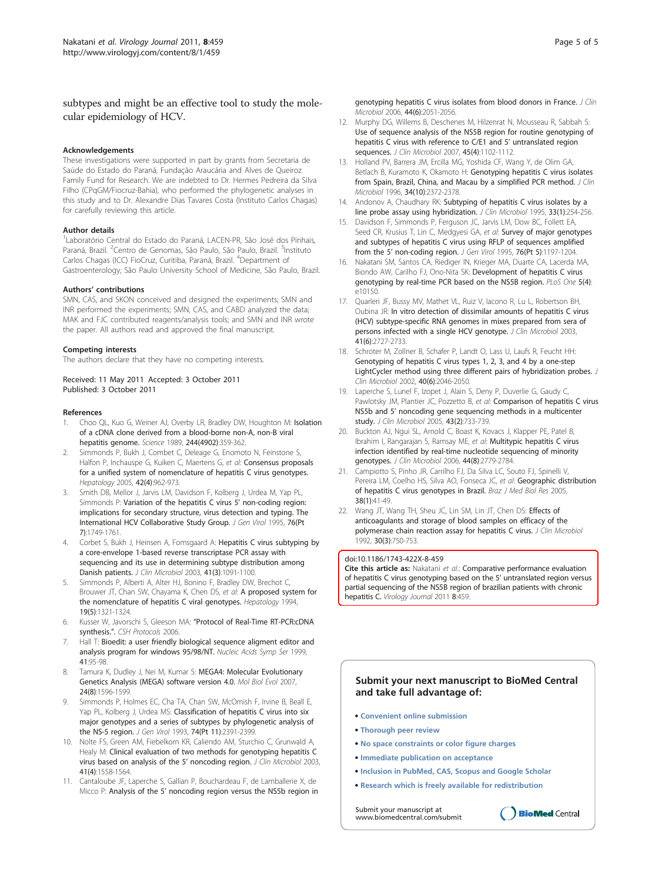subtypes and might be an effective tool to study the molecular epidemiology of HCV.

### Acknowledgements

These investigations were supported in part by grants from Secretaria de Saúde do Estado do Paraná, Fundação Araucária and Alves de Queiroz Family Fund for Research. We are indebted to Dr. Hermes Pedreira da Silva Filho (CPqGM/Fiocruz-Bahia), who performed the phylogenetic analyses in this study and to Dr. Alexandre Dias Tavares Costa (Instituto Carlos Chagas) for carefully reviewing this article.

### Author details

[1]Laboratório Central do Estado do Paraná, LACEN-PR, São José dos Pinhais, Paraná, Brazil. [2]Centro de Genomas, São Paulo, São Paulo, Brazil. [3]Instituto Carlos Chagas (ICC) FioCruz, Curitiba, Paraná, Brazil. [4]Department of Gastroenterology, São Paulo University School of Medicine, São Paulo, Brazil.

### Authors' contributions

SMN, CAS, and SKON conceived and designed the experiments; SMN and INR performed the experiments; SMN, CAS, and CABD analyzed the data; MAK and FJC contributed reagents/analysis tools; and SMN and INR wrote the paper. All authors read and approved the final manuscript.

### Competing interests

The authors declare that they have no competing interests.

Received: 11 May 2011 Accepted: 3 October 2011
Published: 3 October 2011

### References

1. Choo QL, Kuo G, Weiner AJ, Overby LR, Bradley DW, Houghton M: **Isolation of a cDNA clone derived from a blood-borne non-A, non-B viral hepatitis genome.** *Science* 1989, **244(4902)**:359-362.
2. Simmonds P, Bukh J, Combet C, Deleage G, Enomoto N, Feinstone S, Halfon P, Inchauspe G, Kuiken C, Maertens G, *et al*: **Consensus proposals for a unified system of nomenclature of hepatitis C virus genotypes.** *Hepatology* 2005, **42(4)**:962-973.
3. Smith DB, Mellor J, Jarvis LM, Davidson F, Kolberg J, Urdea M, Yap PL, Simmonds P: **Variation of the hepatitis C virus 5' non-coding region: implications for secondary structure, virus detection and typing. The International HCV Collaborative Study Group.** *J Gen Virol* 1995, **76(Pt 7)**:1749-1761.
4. Corbet S, Bukh J, Heinsen A, Fomsgaard A: **Hepatitis C virus subtyping by a core-envelope 1-based reverse transcriptase PCR assay with sequencing and its use in determining subtype distribution among Danish patients.** *J Clin Microbiol* 2003, **41(3)**:1091-1100.
5. Simmonds P, Alberti A, Alter HJ, Bonino F, Bradley DW, Brechot C, Brouwer JT, Chan SW, Chayama K, Chen DS, *et al*: **A proposed system for the nomenclature of hepatitis C viral genotypes.** *Hepatology* 1994, **19(5)**:1321-1324.
6. Kusser W, Javorschi S, Gleeson MA: **"Protocol of Real-Time RT-PCR:cDNA synthesis.".** *CSH Protocols* 2006.
7. Hall T: **Bioedit: a user friendly biological sequence aligment editor and analysis program for windows 95/98/NT.** *Nucleic Acids Symp Ser* 1999, **41**:95-98.
8. Tamura K, Dudley J, Nei M, Kumar S: **MEGA4: Molecular Evolutionary Genetics Analysis (MEGA) software version 4.0.** *Mol Biol Evol* 2007, **24(8)**:1596-1599.
9. Simmonds P, Holmes EC, Cha TA, Chan SW, McOmish F, Irvine B, Beall E, Yap PL, Kolberg J, Urdea MS: **Classification of hepatitis C virus into six major genotypes and a series of subtypes by phylogenetic analysis of the NS-5 region.** *J Gen Virol* 1993, **74(Pt 11)**:2391-2399.
10. Nolte FS, Green AM, Fiebelkorn KR, Caliendo AM, Sturchio C, Grunwald A, Healy M: **Clinical evaluation of two methods for genotyping hepatitis C virus based on analysis of the 5' noncoding region.** *J Clin Microbiol* 2003, **41(4)**:1558-1564.
11. Cantaloube JF, Laperche S, Gallian P, Bouchardeau F, de Lamballerie X, de Micco P: **Analysis of the 5' noncoding region versus the NS5b region in genotyping hepatitis C virus isolates from blood donors in France.** *J Clin Microbiol* 2006, **44(6)**:2051-2056.
12. Murphy DG, Willems B, Deschenes M, Hilzenrat N, Mousseau R, Sabbah S: **Use of sequence analysis of the NS5B region for routine genotyping of hepatitis C virus with reference to C/E1 and 5' untranslated region sequences.** *J Clin Microbiol* 2007, **45(4)**:1102-1112.
13. Holland PV, Barrera JM, Ercilla MG, Yoshida CF, Wang Y, de Olim GA, Betlach B, Kuramoto K, Okamoto H: **Genotyping hepatitis C virus isolates from Spain, Brazil, China, and Macau by a simplified PCR method.** *J Clin Microbiol* 1996, **34(10)**:2372-2378.
14. Andonov A, Chaudhary RK: **Subtyping of hepatitis C virus isolates by a line probe assay using hybridization.** *J Clin Microbiol* 1995, **33(1)**:254-256.
15. Davidson F, Simmonds P, Ferguson JC, Jarvis LM, Dow BC, Follett EA, Seed CR, Krusius T, Lin C, Medgyesi GA, *et al*: **Survey of major genotypes and subtypes of hepatitis C virus using RFLP of sequences amplified from the 5' non-coding region.** *J Gen Virol* 1995, **76(Pt 5)**:1197-1204.
16. Nakatani SM, Santos CA, Riediger IN, Krieger MA, Duarte CA, Lacerda MA, Biondo AW, Carilho FJ, Ono-Nita SK: **Development of hepatitis C virus genotyping by real-time PCR based on the NS5B region.** *PLoS One* **5(4)**: e10150.
17. Quarleri JF, Bussy MV, Mathet VL, Ruiz V, Iacono R, Lu L, Robertson BH, Oubina JR: **In vitro detection of dissimilar amounts of hepatitis C virus (HCV) subtype-specific RNA genomes in mixes prepared from sera of persons infected with a single HCV genotype.** *J Clin Microbiol* 2003, **41(6)**:2727-2733.
18. Schroter M, Zollner B, Schafer P, Landt O, Lass U, Laufs R, Feucht HH: **Genotyping of hepatitis C virus types 1, 2, 3, and 4 by a one-step LightCycler method using three different pairs of hybridization probes.** *J Clin Microbiol* 2002, **40(6)**:2046-2050.
19. Laperche S, Lunel F, Izopet J, Alain S, Deny P, Duverlie G, Gaudy C, Pawlotsky JM, Plantier JC, Pozzetto B, *et al*: **Comparison of hepatitis C virus NS5b and 5' noncoding gene sequencing methods in a multicenter study.** *J Clin Microbiol* 2005, **43(2)**:733-739.
20. Buckton AJ, Ngui SL, Arnold C, Boast K, Kovacs J, Klapper PE, Patel B, Ibrahim I, Rangarajan S, Ramsay ME, *et al*: **Multitypic hepatitis C virus infection identified by real-time nucleotide sequencing of minority genotypes.** *J Clin Microbiol* 2006, **44(8)**:2779-2784.
21. Campiotto S, Pinho JR, Carrilho FJ, Da Silva LC, Souto FJ, Spinelli V, Pereira LM, Coelho HS, Silva AO, Fonseca JC, *et al*: **Geographic distribution of hepatitis C virus genotypes in Brazil.** *Braz J Med Biol Res* 2005, **38(1)**:41-49.
22. Wang JT, Wang TH, Sheu JC, Lin SM, Lin JT, Chen DS: **Effects of anticoagulants and storage of blood samples on efficacy of the polymerase chain reaction assay for hepatitis C virus.** *J Clin Microbiol* 1992, **30(3)**:750-753.

doi:10.1186/1743-422X-8-459
**Cite this article as:** Nakatani *et al.*: Comparative performance evaluation of hepatitis C virus genotyping based on the 5' untranslated region versus partial sequencing of the NS5B region of brazilian patients with chronic hepatitis C. *Virology Journal* 2011 **8**:459.

**Submit your next manuscript to BioMed Central and take full advantage of:**

- Convenient online submission
- Thorough peer review
- No space constraints or color figure charges
- Immediate publication on acceptance
- Inclusion in PubMed, CAS, Scopus and Google Scholar
- Research which is freely available for redistribution

Submit your manuscript at
www.biomedcentral.com/submit

BioMed Central